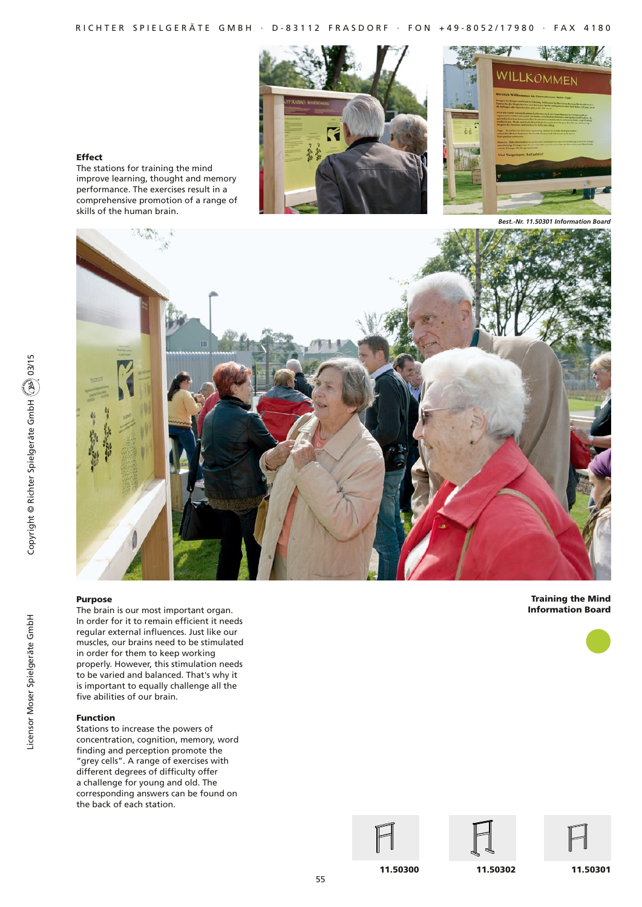**Effect**
The stations for training the mind improve learning, thought and memory performance. The exercises result in a comprehensive promotion of a range of skills of the human brain.

*Best.-Nr. 11.50301 Information Board*

**Training the Mind**
**Information Board**

**Purpose**
The brain is our most important organ. In order for it to remain efficient it needs regular external influences. Just like our muscles, our brains need to be stimulated in order for them to keep working properly. However, this stimulation needs to be varied and balanced. That's why it is important to equally challenge all the five abilities of our brain.

**Function**
Stations to increase the powers of concentration, cognition, memory, word finding and perception promote the "grey cells". A range of exercises with different degrees of difficulty offer a challenge for young and old. The corresponding answers can be found on the back of each station.

**11.50300** **11.50302** **11.50301**

Copyright © Richter Spielgeräte GmbH 03/15

Licensor Moser Spielgeräte GmbH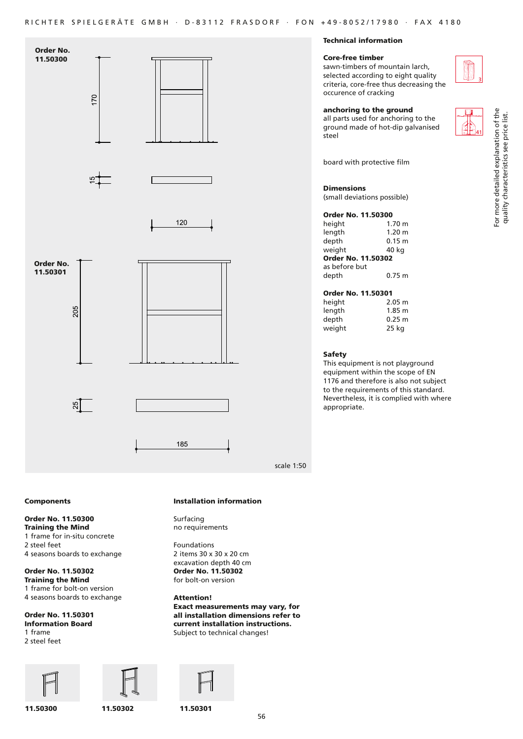Order No. 11.50300

170

15

120

Order No. 11.50301

205

25

185

scale 1:50

## Technical information

**Core-free timber**
sawn-timbers of mountain larch, selected according to eight quality criteria, core-free thus decreasing the occurence of cracking

**anchoring to the ground**
all parts used for anchoring to the ground made of hot-dip galvanised steel

board with protective film

For more detailed explanation of the quality characteristics see price list.

**Dimensions**
(small deviations possible)

**Order No. 11.50300**

| | |
|---|---|
| height | 1.70 m |
| length | 1.20 m |
| depth | 0.15 m |
| weight | 40 kg |

**Order No. 11.50302**
as before but

| | |
|---|---|
| depth | 0.75 m |

**Order No. 11.50301**

| | |
|---|---|
| height | 2.05 m |
| length | 1.85 m |
| depth | 0.25 m |
| weight | 25 kg |

**Safety**
This equipment is not playground equipment within the scope of EN 1176 and therefore is also not subject to the requirements of this standard. Nevertheless, it is complied with where appropriate.

**Components**

**Order No. 11.50300**
**Training the Mind**
1 frame for in-situ concrete
2 steel feet
4 seasons boards to exchange

**Order No. 11.50302**
**Training the Mind**
1 frame for bolt-on version
4 seasons boards to exchange

**Order No. 11.50301**
**Information Board**
1 frame
2 steel feet

**Installation information**

Surfacing
no requirements

Foundations
2 items 30 x 30 x 20 cm
excavation depth 40 cm
**Order No. 11.50302**
for bolt-on version

**Attention!**
**Exact measurements may vary, for all installation dimensions refer to current installation instructions.**
Subject to technical changes!

**11.50300** **11.50302** **11.50301**